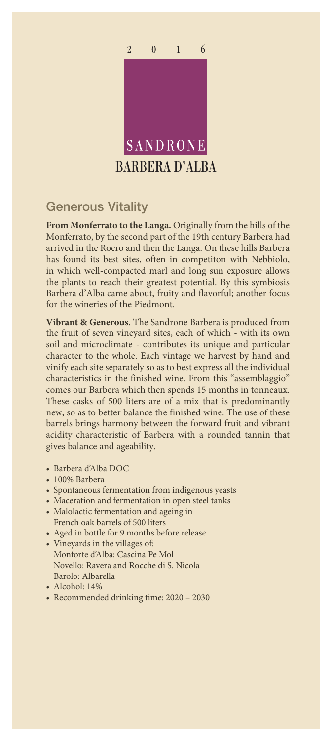2 0 1 6

SANDRONE

# BARBERA D'ALBA

## Generous Vitality

**From Monferrato to the Langa.** Originally from the hills of the Monferrato, by the second part of the 19th century Barbera had arrived in the Roero and then the Langa. On these hills Barbera has found its best sites, often in competiton with Nebbiolo, in which well-compacted marl and long sun exposure allows the plants to reach their greatest potential. By this symbiosis Barbera d'Alba came about, fruity and flavorful; another focus for the wineries of the Piedmont.

**Vibrant & Generous.** The Sandrone Barbera is produced from the fruit of seven vineyard sites, each of which - with its own soil and microclimate - contributes its unique and particular character to the whole. Each vintage we harvest by hand and vinify each site separately so as to best express all the individual characteristics in the finished wine. From this "assemblaggio" comes our Barbera which then spends 15 months in tonneaux. These casks of 500 liters are of a mix that is predominantly new, so as to better balance the finished wine. The use of these barrels brings harmony between the forward fruit and vibrant acidity characteristic of Barbera with a rounded tannin that gives balance and ageability.

- Barbera d'Alba DOC
- 100% Barbera
- Spontaneous fermentation from indigenous yeasts
- Maceration and fermentation in open steel tanks
- Malolactic fermentation and ageing in French oak barrels of 500 liters
- Aged in bottle for 9 months before release
- Vineyards in the villages of:
  Monforte d'Alba: Cascina Pe Mol
  Novello: Ravera and Rocche di S. Nicola
  Barolo: Albarella
- Alcohol: 14%
- Recommended drinking time: 2020 – 2030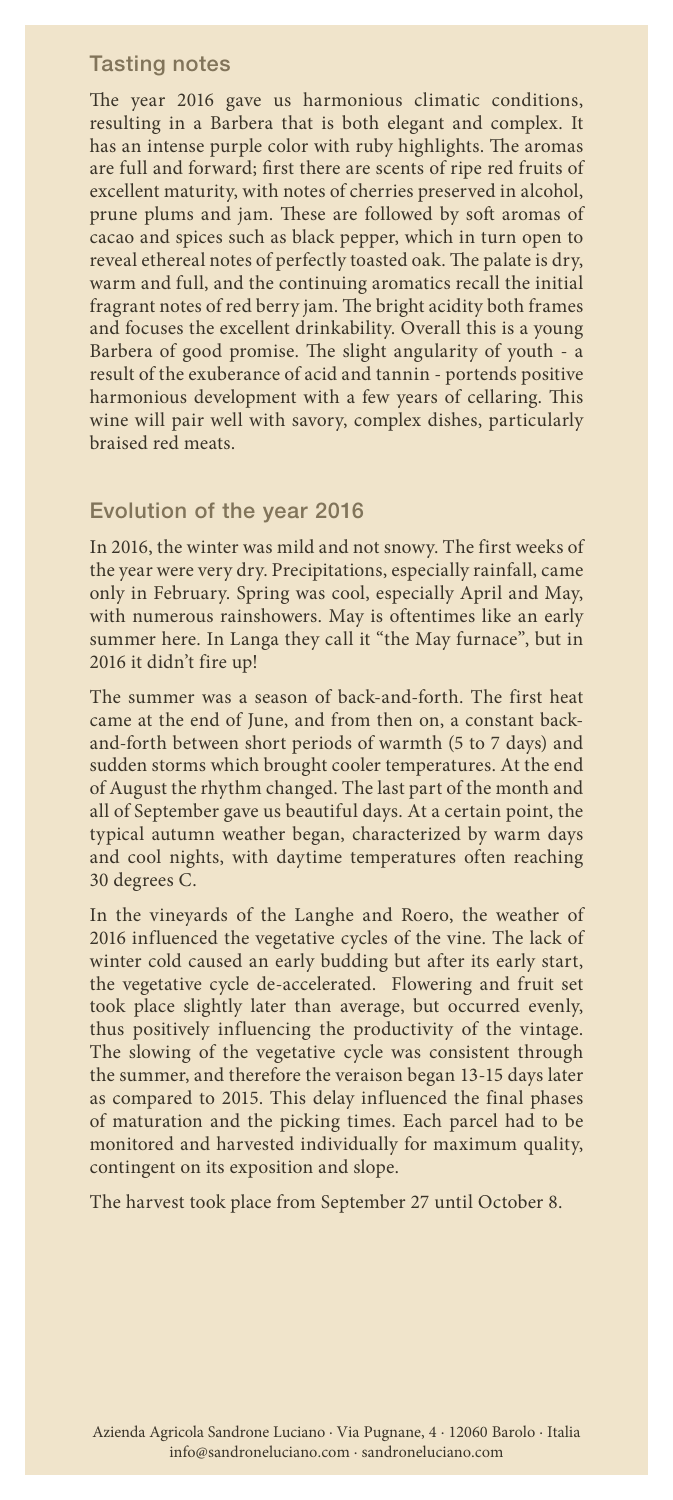## Tasting notes

The year 2016 gave us harmonious climatic conditions, resulting in a Barbera that is both elegant and complex. It has an intense purple color with ruby highlights. The aromas are full and forward; first there are scents of ripe red fruits of excellent maturity, with notes of cherries preserved in alcohol, prune plums and jam. These are followed by soft aromas of cacao and spices such as black pepper, which in turn open to reveal ethereal notes of perfectly toasted oak. The palate is dry, warm and full, and the continuing aromatics recall the initial fragrant notes of red berry jam. The bright acidity both frames and focuses the excellent drinkability. Overall this is a young Barbera of good promise. The slight angularity of youth - a result of the exuberance of acid and tannin - portends positive harmonious development with a few years of cellaring. This wine will pair well with savory, complex dishes, particularly braised red meats.

## Evolution of the year 2016

In 2016, the winter was mild and not snowy. The first weeks of the year were very dry. Precipitations, especially rainfall, came only in February. Spring was cool, especially April and May, with numerous rainshowers. May is oftentimes like an early summer here. In Langa they call it "the May furnace", but in 2016 it didn't fire up!

The summer was a season of back-and-forth. The first heat came at the end of June, and from then on, a constant back-and-forth between short periods of warmth (5 to 7 days) and sudden storms which brought cooler temperatures. At the end of August the rhythm changed. The last part of the month and all of September gave us beautiful days. At a certain point, the typical autumn weather began, characterized by warm days and cool nights, with daytime temperatures often reaching 30 degrees C.

In the vineyards of the Langhe and Roero, the weather of 2016 influenced the vegetative cycles of the vine. The lack of winter cold caused an early budding but after its early start, the vegetative cycle de-accelerated. Flowering and fruit set took place slightly later than average, but occurred evenly, thus positively influencing the productivity of the vintage. The slowing of the vegetative cycle was consistent through the summer, and therefore the veraison began 13-15 days later as compared to 2015. This delay influenced the final phases of maturation and the picking times. Each parcel had to be monitored and harvested individually for maximum quality, contingent on its exposition and slope.

The harvest took place from September 27 until October 8.

Azienda Agricola Sandrone Luciano · Via Pugnane, 4 · 12060 Barolo · Italia
info@sandroneluciano.com · sandroneluciano.com